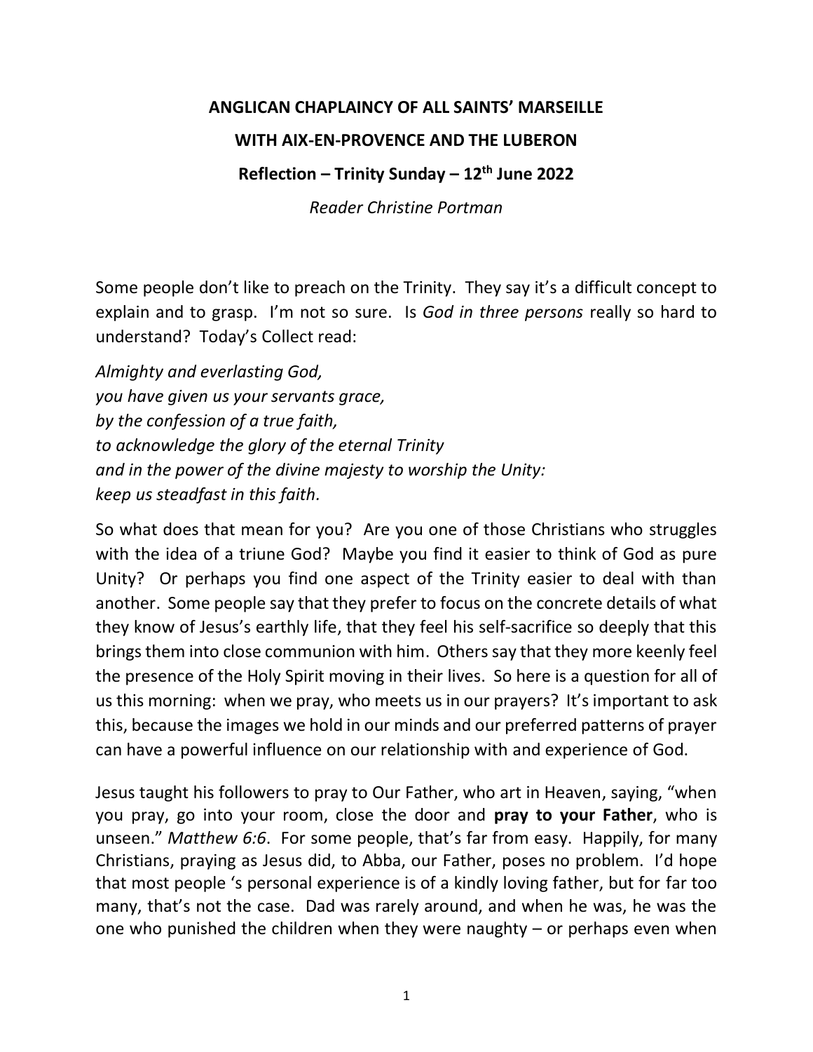**ANGLICAN CHAPLAINCY OF ALL SAINTS' MARSEILLE**

**WITH AIX-EN-PROVENCE AND THE LUBERON**

**Reflection – Trinity Sunday – 12th June 2022**

*Reader Christine Portman*

Some people don't like to preach on the Trinity. They say it's a difficult concept to explain and to grasp. I'm not so sure. Is *God in three persons* really so hard to understand? Today's Collect read:

*Almighty and everlasting God,*
*you have given us your servants grace,*
*by the confession of a true faith,*
*to acknowledge the glory of the eternal Trinity*
*and in the power of the divine majesty to worship the Unity:*
*keep us steadfast in this faith.*

So what does that mean for you? Are you one of those Christians who struggles with the idea of a triune God? Maybe you find it easier to think of God as pure Unity? Or perhaps you find one aspect of the Trinity easier to deal with than another. Some people say that they prefer to focus on the concrete details of what they know of Jesus's earthly life, that they feel his self-sacrifice so deeply that this brings them into close communion with him. Others say that they more keenly feel the presence of the Holy Spirit moving in their lives. So here is a question for all of us this morning: when we pray, who meets us in our prayers? It's important to ask this, because the images we hold in our minds and our preferred patterns of prayer can have a powerful influence on our relationship with and experience of God.

Jesus taught his followers to pray to Our Father, who art in Heaven, saying, "when you pray, go into your room, close the door and **pray to your Father**, who is unseen." *Matthew 6:6*. For some people, that's far from easy. Happily, for many Christians, praying as Jesus did, to Abba, our Father, poses no problem. I'd hope that most people 's personal experience is of a kindly loving father, but for far too many, that's not the case. Dad was rarely around, and when he was, he was the one who punished the children when they were naughty – or perhaps even when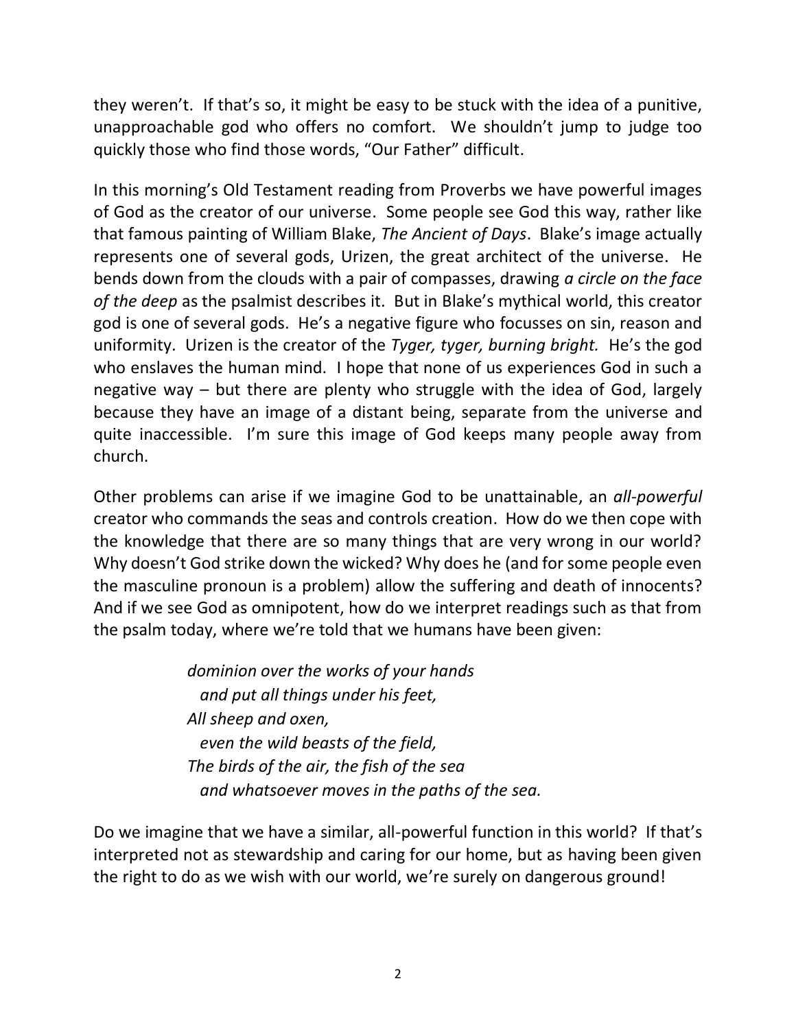they weren't. If that's so, it might be easy to be stuck with the idea of a punitive, unapproachable god who offers no comfort. We shouldn't jump to judge too quickly those who find those words, "Our Father" difficult.

In this morning's Old Testament reading from Proverbs we have powerful images of God as the creator of our universe. Some people see God this way, rather like that famous painting of William Blake, *The Ancient of Days*. Blake's image actually represents one of several gods, Urizen, the great architect of the universe. He bends down from the clouds with a pair of compasses, drawing *a circle on the face of the deep* as the psalmist describes it. But in Blake's mythical world, this creator god is one of several gods. He's a negative figure who focusses on sin, reason and uniformity. Urizen is the creator of the *Tyger, tyger, burning bright.* He's the god who enslaves the human mind. I hope that none of us experiences God in such a negative way – but there are plenty who struggle with the idea of God, largely because they have an image of a distant being, separate from the universe and quite inaccessible. I'm sure this image of God keeps many people away from church.

Other problems can arise if we imagine God to be unattainable, an *all-powerful* creator who commands the seas and controls creation. How do we then cope with the knowledge that there are so many things that are very wrong in our world? Why doesn't God strike down the wicked? Why does he (and for some people even the masculine pronoun is a problem) allow the suffering and death of innocents? And if we see God as omnipotent, how do we interpret readings such as that from the psalm today, where we're told that we humans have been given:

> *dominion over the works of your hands*
> *and put all things under his feet,*
> *All sheep and oxen,*
> *even the wild beasts of the field,*
> *The birds of the air, the fish of the sea*
> *and whatsoever moves in the paths of the sea.*

Do we imagine that we have a similar, all-powerful function in this world? If that's interpreted not as stewardship and caring for our home, but as having been given the right to do as we wish with our world, we're surely on dangerous ground!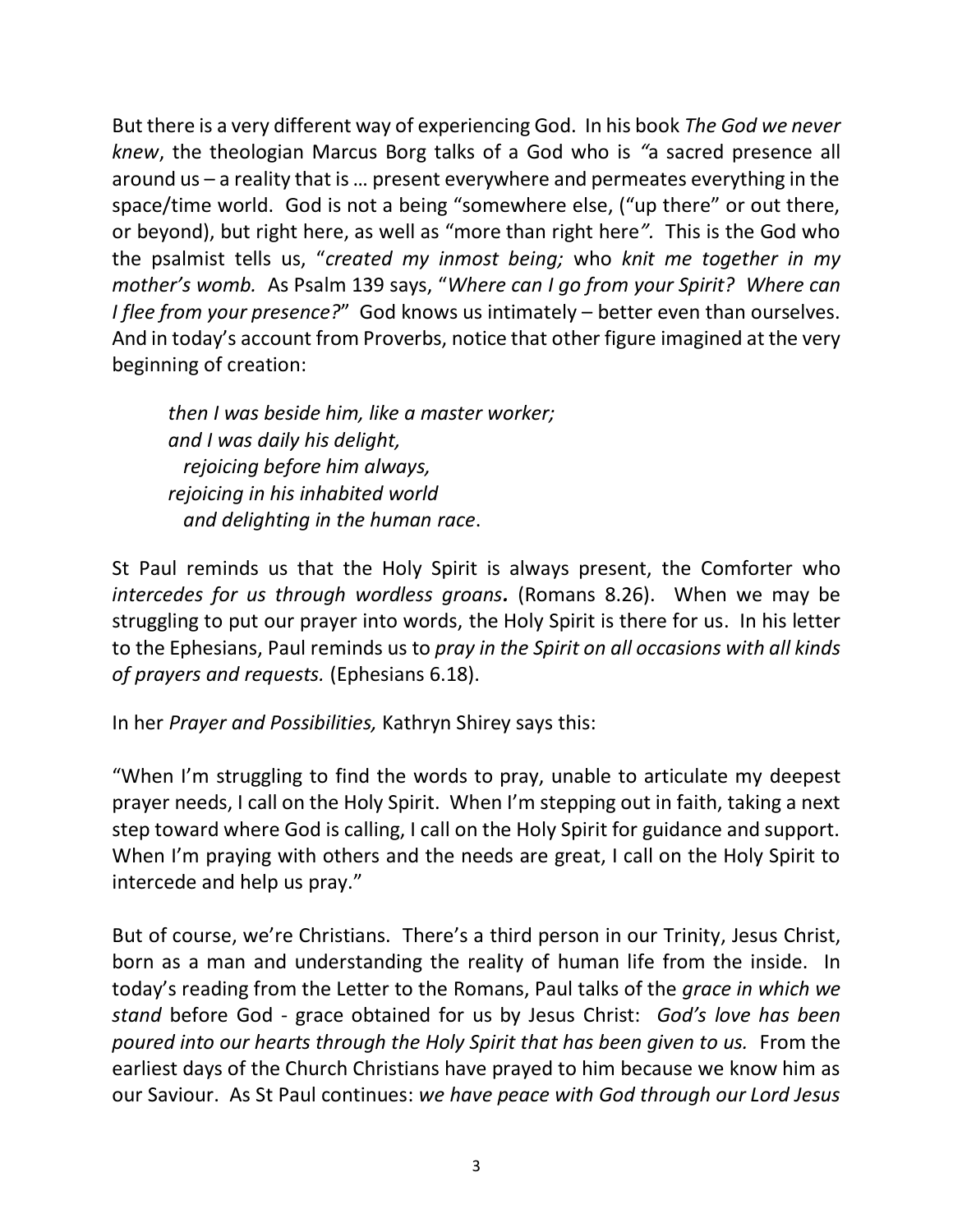But there is a very different way of experiencing God. In his book *The God we never knew*, the theologian Marcus Borg talks of a God who is *"*a sacred presence all around us – a reality that is … present everywhere and permeates everything in the space/time world. God is not a being "somewhere else, ("up there" or out there, or beyond), but right here, as well as "more than right here*".* This is the God who the psalmist tells us, "*created my inmost being;* who *knit me together in my mother's womb.* As Psalm 139 says, "*Where can I go from your Spirit? Where can I flee from your presence?*" God knows us intimately – better even than ourselves. And in today's account from Proverbs, notice that other figure imagined at the very beginning of creation:

> *then I was beside him, like a master worker;*
> *and I was daily his delight,*
> *rejoicing before him always,*
> *rejoicing in his inhabited world*
> *and delighting in the human race*.

St Paul reminds us that the Holy Spirit is always present, the Comforter who *intercedes for us through wordless groans***.** (Romans 8.26). When we may be struggling to put our prayer into words, the Holy Spirit is there for us. In his letter to the Ephesians, Paul reminds us to *pray in the Spirit on all occasions with all kinds of prayers and requests.* (Ephesians 6.18).

In her *Prayer and Possibilities,* Kathryn Shirey says this:

"When I'm struggling to find the words to pray, unable to articulate my deepest prayer needs, I call on the Holy Spirit. When I'm stepping out in faith, taking a next step toward where God is calling, I call on the Holy Spirit for guidance and support. When I'm praying with others and the needs are great, I call on the Holy Spirit to intercede and help us pray."

But of course, we're Christians. There's a third person in our Trinity, Jesus Christ, born as a man and understanding the reality of human life from the inside. In today's reading from the Letter to the Romans, Paul talks of the *grace in which we stand* before God - grace obtained for us by Jesus Christ: *God's love has been poured into our hearts through the Holy Spirit that has been given to us.* From the earliest days of the Church Christians have prayed to him because we know him as our Saviour. As St Paul continues: *we have peace with God through our Lord Jesus*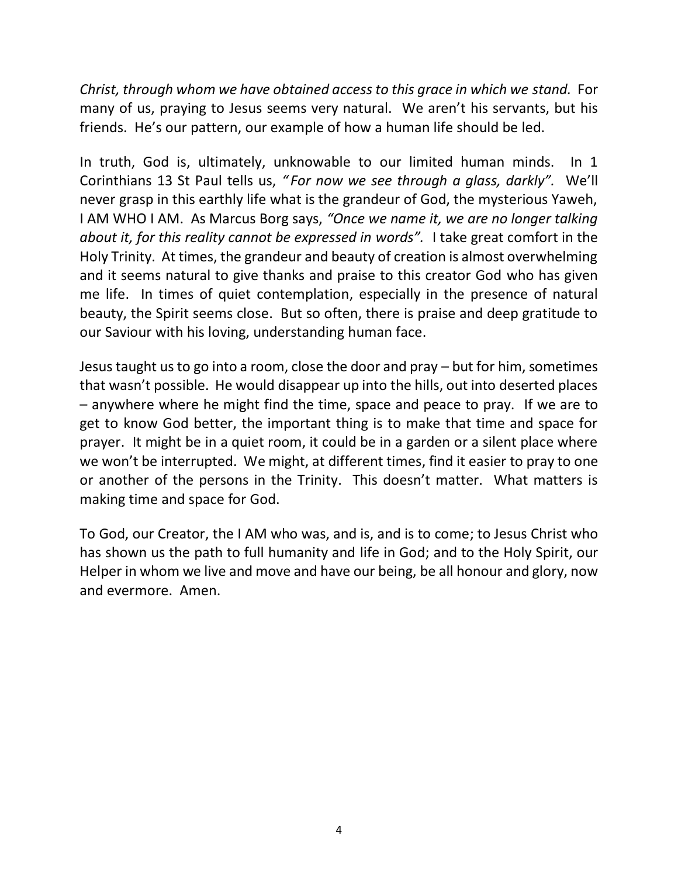*Christ, through whom we have obtained access to this grace in which we stand.* For many of us, praying to Jesus seems very natural. We aren't his servants, but his friends. He's our pattern, our example of how a human life should be led.

In truth, God is, ultimately, unknowable to our limited human minds. In 1 Corinthians 13 St Paul tells us, *"For now we see through a glass, darkly".* We'll never grasp in this earthly life what is the grandeur of God, the mysterious Yaweh, I AM WHO I AM. As Marcus Borg says, *"Once we name it, we are no longer talking about it, for this reality cannot be expressed in words".* I take great comfort in the Holy Trinity. At times, the grandeur and beauty of creation is almost overwhelming and it seems natural to give thanks and praise to this creator God who has given me life. In times of quiet contemplation, especially in the presence of natural beauty, the Spirit seems close. But so often, there is praise and deep gratitude to our Saviour with his loving, understanding human face.

Jesus taught us to go into a room, close the door and pray – but for him, sometimes that wasn't possible. He would disappear up into the hills, out into deserted places – anywhere where he might find the time, space and peace to pray. If we are to get to know God better, the important thing is to make that time and space for prayer. It might be in a quiet room, it could be in a garden or a silent place where we won't be interrupted. We might, at different times, find it easier to pray to one or another of the persons in the Trinity. This doesn't matter. What matters is making time and space for God.

To God, our Creator, the I AM who was, and is, and is to come; to Jesus Christ who has shown us the path to full humanity and life in God; and to the Holy Spirit, our Helper in whom we live and move and have our being, be all honour and glory, now and evermore. Amen.